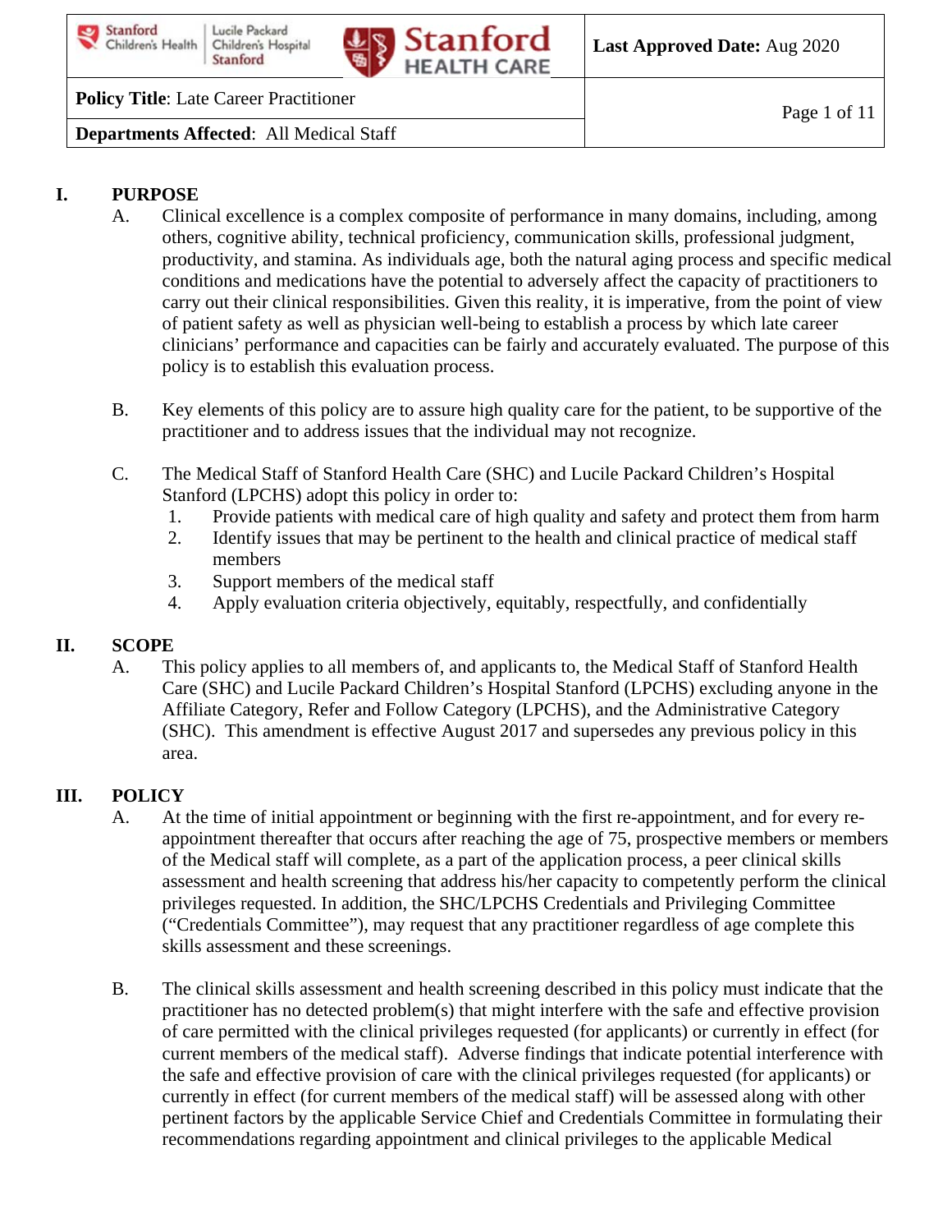**Last Approved Date:** Aug 2020

**Policy Title**: Late Career Practitioner

**Departments Affected**: All Medical Staff

## I. PURPOSE

A. Clinical excellence is a complex composite of performance in many domains, including, among others, cognitive ability, technical proficiency, communication skills, professional judgment, productivity, and stamina. As individuals age, both the natural aging process and specific medical conditions and medications have the potential to adversely affect the capacity of practitioners to carry out their clinical responsibilities. Given this reality, it is imperative, from the point of view of patient safety as well as physician well-being to establish a process by which late career clinicians' performance and capacities can be fairly and accurately evaluated. The purpose of this policy is to establish this evaluation process.

B. Key elements of this policy are to assure high quality care for the patient, to be supportive of the practitioner and to address issues that the individual may not recognize.

C. The Medical Staff of Stanford Health Care (SHC) and Lucile Packard Children's Hospital Stanford (LPCHS) adopt this policy in order to:

1. Provide patients with medical care of high quality and safety and protect them from harm
2. Identify issues that may be pertinent to the health and clinical practice of medical staff members
3. Support members of the medical staff
4. Apply evaluation criteria objectively, equitably, respectfully, and confidentially

## II. SCOPE

A. This policy applies to all members of, and applicants to, the Medical Staff of Stanford Health Care (SHC) and Lucile Packard Children's Hospital Stanford (LPCHS) excluding anyone in the Affiliate Category, Refer and Follow Category (LPCHS), and the Administrative Category (SHC). This amendment is effective August 2017 and supersedes any previous policy in this area.

## III. POLICY

A. At the time of initial appointment or beginning with the first re-appointment, and for every re-appointment thereafter that occurs after reaching the age of 75, prospective members or members of the Medical staff will complete, as a part of the application process, a peer clinical skills assessment and health screening that address his/her capacity to competently perform the clinical privileges requested. In addition, the SHC/LPCHS Credentials and Privileging Committee ("Credentials Committee"), may request that any practitioner regardless of age complete this skills assessment and these screenings.

B. The clinical skills assessment and health screening described in this policy must indicate that the practitioner has no detected problem(s) that might interfere with the safe and effective provision of care permitted with the clinical privileges requested (for applicants) or currently in effect (for current members of the medical staff). Adverse findings that indicate potential interference with the safe and effective provision of care with the clinical privileges requested (for applicants) or currently in effect (for current members of the medical staff) will be assessed along with other pertinent factors by the applicable Service Chief and Credentials Committee in formulating their recommendations regarding appointment and clinical privileges to the applicable Medical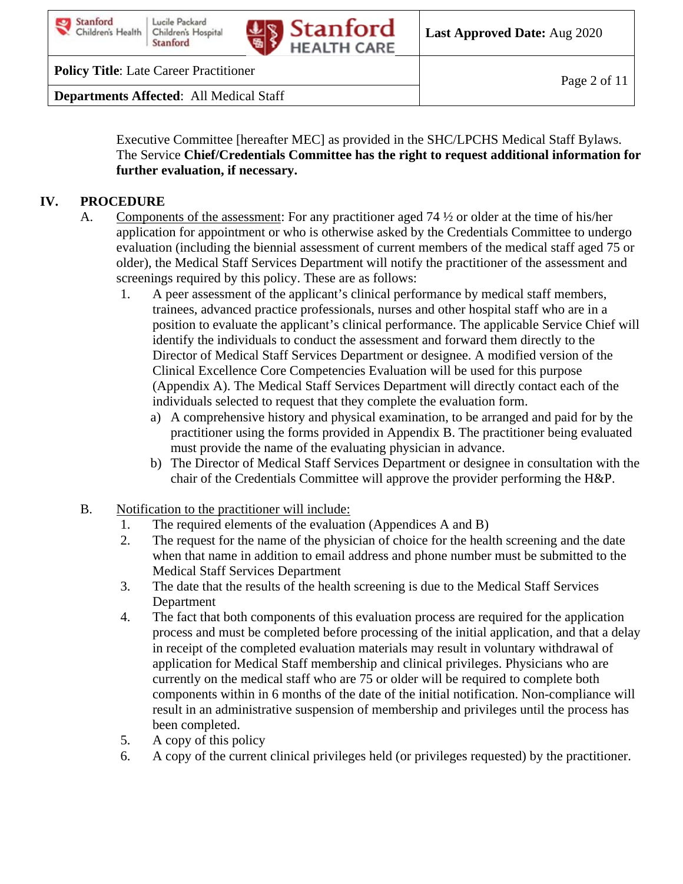Executive Committee [hereafter MEC] as provided in the SHC/LPCHS Medical Staff Bylaws. The Service **Chief/Credentials Committee has the right to request additional information for further evaluation, if necessary.**

## IV. PROCEDURE

A. Components of the assessment: For any practitioner aged 74 ½ or older at the time of his/her application for appointment or who is otherwise asked by the Credentials Committee to undergo evaluation (including the biennial assessment of current members of the medical staff aged 75 or older), the Medical Staff Services Department will notify the practitioner of the assessment and screenings required by this policy. These are as follows:

1. A peer assessment of the applicant's clinical performance by medical staff members, trainees, advanced practice professionals, nurses and other hospital staff who are in a position to evaluate the applicant's clinical performance. The applicable Service Chief will identify the individuals to conduct the assessment and forward them directly to the Director of Medical Staff Services Department or designee. A modified version of the Clinical Excellence Core Competencies Evaluation will be used for this purpose (Appendix A). The Medical Staff Services Department will directly contact each of the individuals selected to request that they complete the evaluation form.
   a) A comprehensive history and physical examination, to be arranged and paid for by the practitioner using the forms provided in Appendix B. The practitioner being evaluated must provide the name of the evaluating physician in advance.
   b) The Director of Medical Staff Services Department or designee in consultation with the chair of the Credentials Committee will approve the provider performing the H&P.

B. Notification to the practitioner will include:

1. The required elements of the evaluation (Appendices A and B)
2. The request for the name of the physician of choice for the health screening and the date when that name in addition to email address and phone number must be submitted to the Medical Staff Services Department
3. The date that the results of the health screening is due to the Medical Staff Services Department
4. The fact that both components of this evaluation process are required for the application process and must be completed before processing of the initial application, and that a delay in receipt of the completed evaluation materials may result in voluntary withdrawal of application for Medical Staff membership and clinical privileges. Physicians who are currently on the medical staff who are 75 or older will be required to complete both components within in 6 months of the date of the initial notification. Non-compliance will result in an administrative suspension of membership and privileges until the process has been completed.
5. A copy of this policy
6. A copy of the current clinical privileges held (or privileges requested) by the practitioner.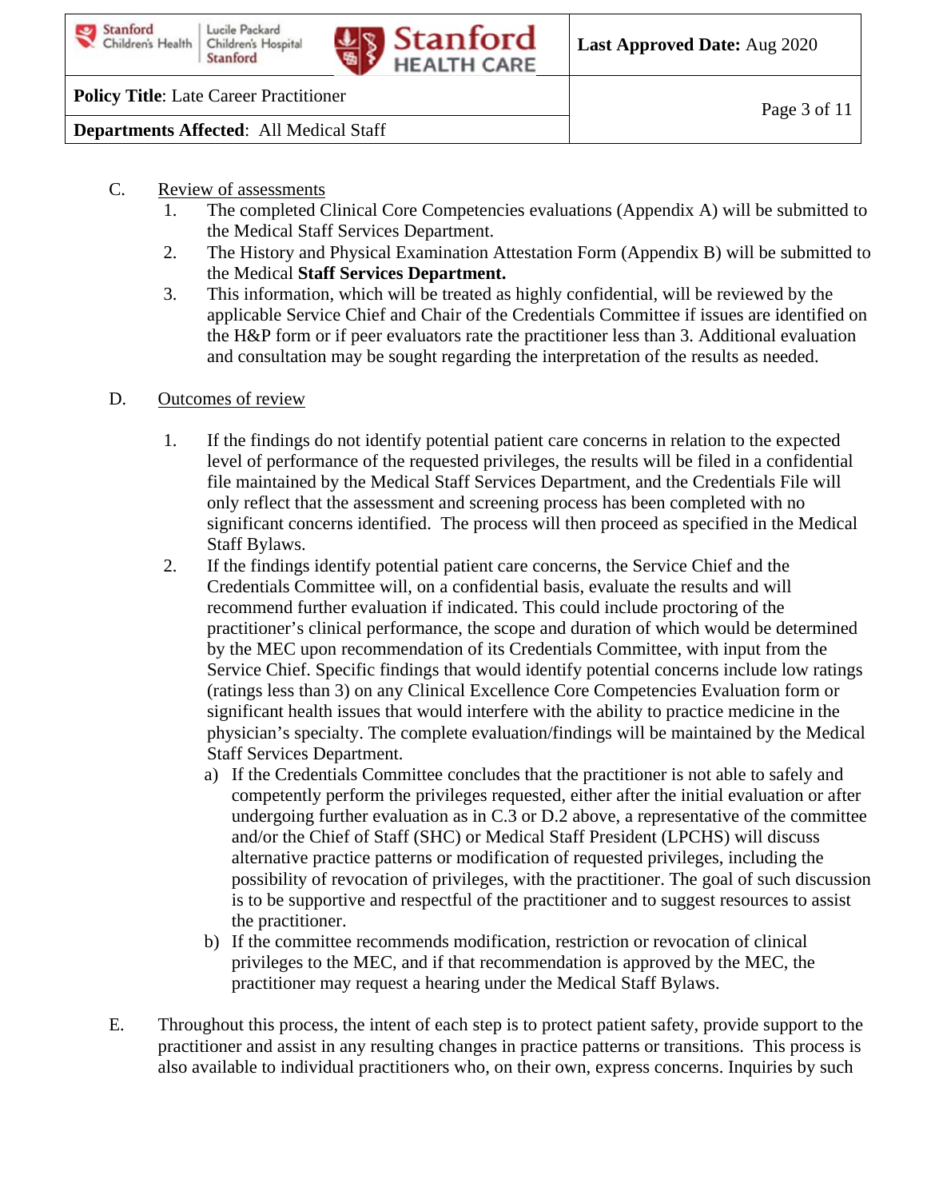C. Review of assessments

1. The completed Clinical Core Competencies evaluations (Appendix A) will be submitted to the Medical Staff Services Department.
2. The History and Physical Examination Attestation Form (Appendix B) will be submitted to the Medical **Staff Services Department.**
3. This information, which will be treated as highly confidential, will be reviewed by the applicable Service Chief and Chair of the Credentials Committee if issues are identified on the H&P form or if peer evaluators rate the practitioner less than 3. Additional evaluation and consultation may be sought regarding the interpretation of the results as needed.

D. Outcomes of review

1. If the findings do not identify potential patient care concerns in relation to the expected level of performance of the requested privileges, the results will be filed in a confidential file maintained by the Medical Staff Services Department, and the Credentials File will only reflect that the assessment and screening process has been completed with no significant concerns identified. The process will then proceed as specified in the Medical Staff Bylaws.
2. If the findings identify potential patient care concerns, the Service Chief and the Credentials Committee will, on a confidential basis, evaluate the results and will recommend further evaluation if indicated. This could include proctoring of the practitioner's clinical performance, the scope and duration of which would be determined by the MEC upon recommendation of its Credentials Committee, with input from the Service Chief. Specific findings that would identify potential concerns include low ratings (ratings less than 3) on any Clinical Excellence Core Competencies Evaluation form or significant health issues that would interfere with the ability to practice medicine in the physician's specialty. The complete evaluation/findings will be maintained by the Medical Staff Services Department.
   a) If the Credentials Committee concludes that the practitioner is not able to safely and competently perform the privileges requested, either after the initial evaluation or after undergoing further evaluation as in C.3 or D.2 above, a representative of the committee and/or the Chief of Staff (SHC) or Medical Staff President (LPCHS) will discuss alternative practice patterns or modification of requested privileges, including the possibility of revocation of privileges, with the practitioner. The goal of such discussion is to be supportive and respectful of the practitioner and to suggest resources to assist the practitioner.
   b) If the committee recommends modification, restriction or revocation of clinical privileges to the MEC, and if that recommendation is approved by the MEC, the practitioner may request a hearing under the Medical Staff Bylaws.

E. Throughout this process, the intent of each step is to protect patient safety, provide support to the practitioner and assist in any resulting changes in practice patterns or transitions. This process is also available to individual practitioners who, on their own, express concerns. Inquiries by such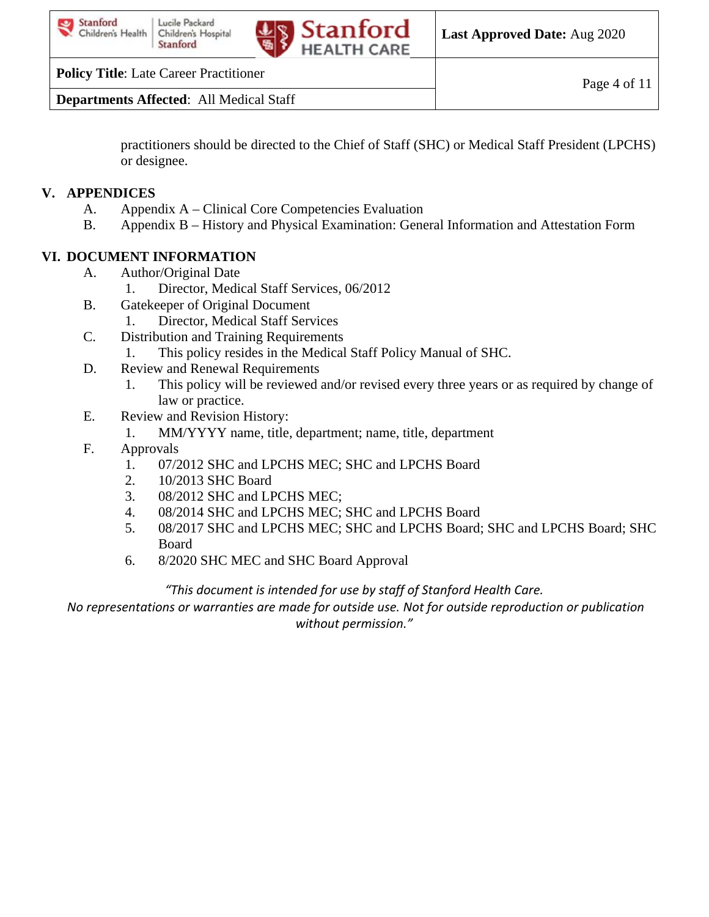practitioners should be directed to the Chief of Staff (SHC) or Medical Staff President (LPCHS) or designee.

## V. APPENDICES

A. Appendix A – Clinical Core Competencies Evaluation

B. Appendix B – History and Physical Examination: General Information and Attestation Form

## VI. DOCUMENT INFORMATION

A. Author/Original Date
   1. Director, Medical Staff Services, 06/2012

B. Gatekeeper of Original Document
   1. Director, Medical Staff Services

C. Distribution and Training Requirements
   1. This policy resides in the Medical Staff Policy Manual of SHC.

D. Review and Renewal Requirements
   1. This policy will be reviewed and/or revised every three years or as required by change of law or practice.

E. Review and Revision History:
   1. MM/YYYY name, title, department; name, title, department

F. Approvals
   1. 07/2012 SHC and LPCHS MEC; SHC and LPCHS Board
   2. 10/2013 SHC Board
   3. 08/2012 SHC and LPCHS MEC;
   4. 08/2014 SHC and LPCHS MEC; SHC and LPCHS Board
   5. 08/2017 SHC and LPCHS MEC; SHC and LPCHS Board; SHC and LPCHS Board; SHC Board
   6. 8/2020 SHC MEC and SHC Board Approval

*"This document is intended for use by staff of Stanford Health Care. No representations or warranties are made for outside use. Not for outside reproduction or publication without permission."*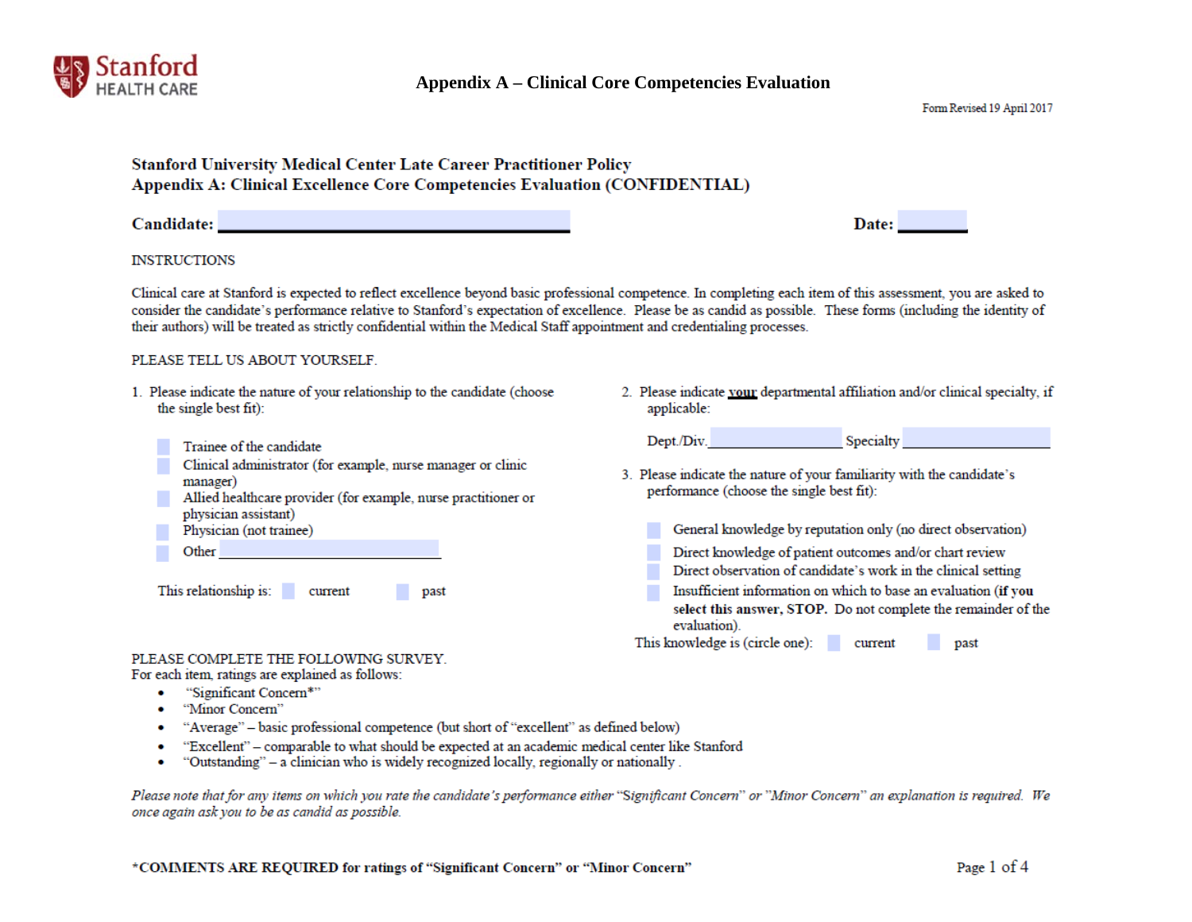Stanford HEALTH CARE

# Appendix A – Clinical Core Competencies Evaluation

Form Revised 19 April 2017

**Stanford University Medical Center Late Career Practitioner Policy**
**Appendix A: Clinical Excellence Core Competencies Evaluation (CONFIDENTIAL)**

**Candidate:** ____________________ **Date:** ________

INSTRUCTIONS

Clinical care at Stanford is expected to reflect excellence beyond basic professional competence. In completing each item of this assessment, you are asked to consider the candidate's performance relative to Stanford's expectation of excellence. Please be as candid as possible. These forms (including the identity of their authors) will be treated as strictly confidential within the Medical Staff appointment and credentialing processes.

PLEASE TELL US ABOUT YOURSELF.

1. Please indicate the nature of your relationship to the candidate (choose the single best fit):

   - ☐ Trainee of the candidate
   - ☐ Clinical administrator (for example, nurse manager or clinic manager)
   - ☐ Allied healthcare provider (for example, nurse practitioner or physician assistant)
   - ☐ Physician (not trainee)
   - ☐ Other ____________________

   This relationship is: ☐ current ☐ past

2. Please indicate **your** departmental affiliation and/or clinical specialty, if applicable:

   Dept./Div. ____________ Specialty ____________

3. Please indicate the nature of your familiarity with the candidate's performance (choose the single best fit):

   - ☐ General knowledge by reputation only (no direct observation)
   - ☐ Direct knowledge of patient outcomes and/or chart review
   - ☐ Direct observation of candidate's work in the clinical setting
   - ☐ Insufficient information on which to base an evaluation (**if you select this answer, STOP.** Do not complete the remainder of the evaluation).

   This knowledge is (circle one): ☐ current ☐ past

PLEASE COMPLETE THE FOLLOWING SURVEY.
For each item, ratings are explained as follows:

- "Significant Concern*"
- "Minor Concern"
- "Average" – basic professional competence (but short of "excellent" as defined below)
- "Excellent" – comparable to what should be expected at an academic medical center like Stanford
- "Outstanding" – a clinician who is widely recognized locally, regionally or nationally .

*Please note that for any items on which you rate the candidate's performance either "Significant Concern" or "Minor Concern" an explanation is required. We once again ask you to be as candid as possible.*

**\*COMMENTS ARE REQUIRED for ratings of "Significant Concern" or "Minor Concern"**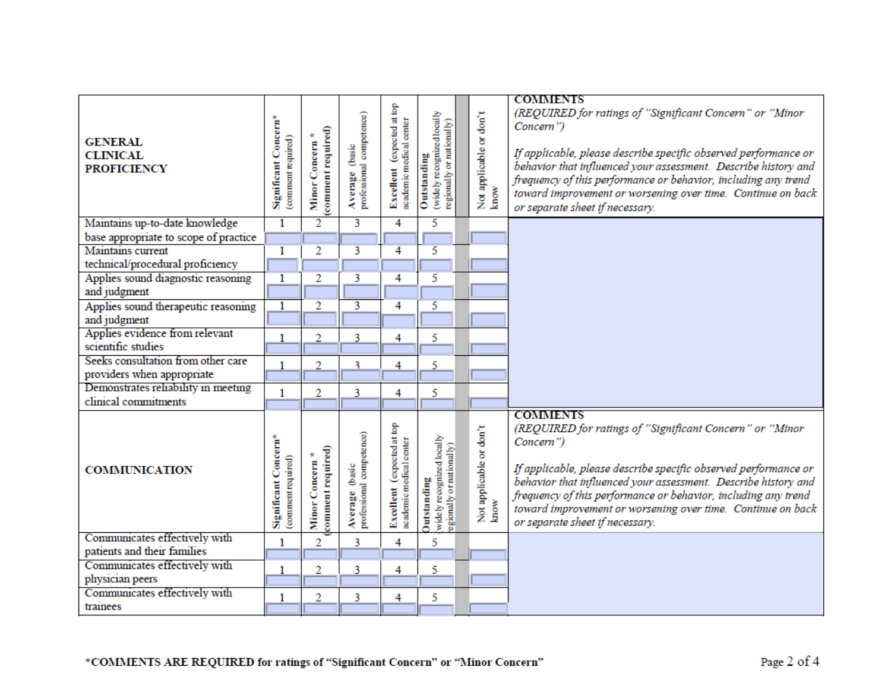| GENERAL CLINICAL PROFICIENCY | Significant Concern* (comment required) | Minor Concern * (comment required) | Average (basic professional competence) | Excellent (expected at top academic medical center | Outstanding (widely recognized locally regionally or nationally) | | Not applicable or don't know | COMMENTS *(REQUIRED for ratings of "Significant Concern" or "Minor Concern")* *If applicable, please describe specific observed performance or behavior that influenced your assessment. Describe history and frequency of this performance or behavior, including any trend toward improvement or worsening over time. Continue on back or separate sheet if necessary.* |
|---|---|---|---|---|---|---|---|---|
| Maintains up-to-date knowledge base appropriate to scope of practice | 1 | 2 | 3 | 4 | 5 | | | |
| Maintains current technical/procedural proficiency | 1 | 2 | 3 | 4 | 5 | | | |
| Applies sound diagnostic reasoning and judgment | 1 | 2 | 3 | 4 | 5 | | | |
| Applies sound therapeutic reasoning and judgment | 1 | 2 | 3 | 4 | 5 | | | |
| Applies evidence from relevant scientific studies | 1 | 2 | 3 | 4 | 5 | | | |
| Seeks consultation from other care providers when appropriate | 1 | 2 | 3 | 4 | 5 | | | |
| Demonstrates reliability in meeting clinical commitments | 1 | 2 | 3 | 4 | 5 | | | |

| COMMUNICATION | Significant Concern* (comment required) | Minor Concern * (comment required) | Average (basic professional competence) | Excellent (expected at top academic medical center | Outstanding (widely recognized locally regionally or nationally) | | Not applicable or don't know | COMMENTS *(REQUIRED for ratings of "Significant Concern" or "Minor Concern")* *If applicable, please describe specific observed performance or behavior that influenced your assessment. Describe history and frequency of this performance or behavior, including any trend toward improvement or worsening over time. Continue on back or separate sheet if necessary.* |
|---|---|---|---|---|---|---|---|---|
| Communicates effectively with patients and their families | 1 | 2 | 3 | 4 | 5 | | | |
| Communicates effectively with physician peers | 1 | 2 | 3 | 4 | 5 | | | |
| Communicates effectively with trainees | 1 | 2 | 3 | 4 | 5 | | | |

**\*COMMENTS ARE REQUIRED for ratings of "Significant Concern" or "Minor Concern"**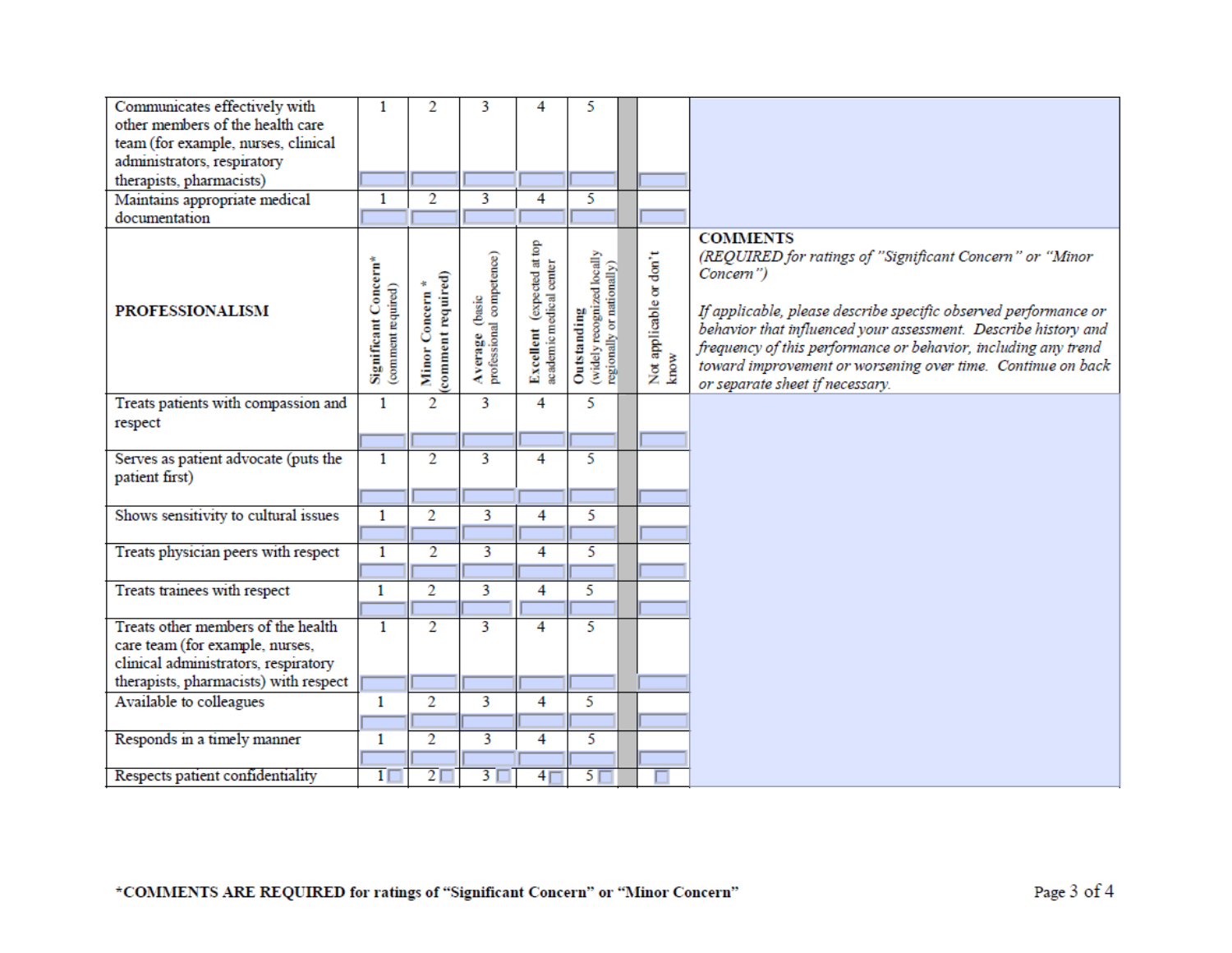| | | | | | | | |
|---|---|---|---|---|---|---|---|
| Communicates effectively with other members of the health care team (for example, nurses, clinical administrators, respiratory therapists, pharmacists) | 1 | 2 | 3 | 4 | 5 | | |
| Maintains appropriate medical documentation | 1 | 2 | 3 | 4 | 5 | | |
| **PROFESSIONALISM** | **Significant Concern*** (comment required) | **Minor Concern *** (comment required) | **Average** (basic professional competence) | **Excellent** (expected at top academic medical center | **Outstanding** (widely recognized locally regionally or nationally) | Not applicable or don't know | **COMMENTS** *(REQUIRED for ratings of "Significant Concern" or "Minor Concern")* *If applicable, please describe specific observed performance or behavior that influenced your assessment. Describe history and frequency of this performance or behavior, including any trend toward improvement or worsening over time. Continue on back or separate sheet if necessary.* |
| Treats patients with compassion and respect | 1 | 2 | 3 | 4 | 5 | | |
| Serves as patient advocate (puts the patient first) | 1 | 2 | 3 | 4 | 5 | | |
| Shows sensitivity to cultural issues | 1 | 2 | 3 | 4 | 5 | | |
| Treats physician peers with respect | 1 | 2 | 3 | 4 | 5 | | |
| Treats trainees with respect | 1 | 2 | 3 | 4 | 5 | | |
| Treats other members of the health care team (for example, nurses, clinical administrators, respiratory therapists, pharmacists) with respect | 1 | 2 | 3 | 4 | 5 | | |
| Available to colleagues | 1 | 2 | 3 | 4 | 5 | | |
| Responds in a timely manner | 1 | 2 | 3 | 4 | 5 | | |
| Respects patient confidentiality | 1 | 2 | 3 | 4 | 5 | | |

***COMMENTS ARE REQUIRED for ratings of "Significant Concern" or "Minor Concern"**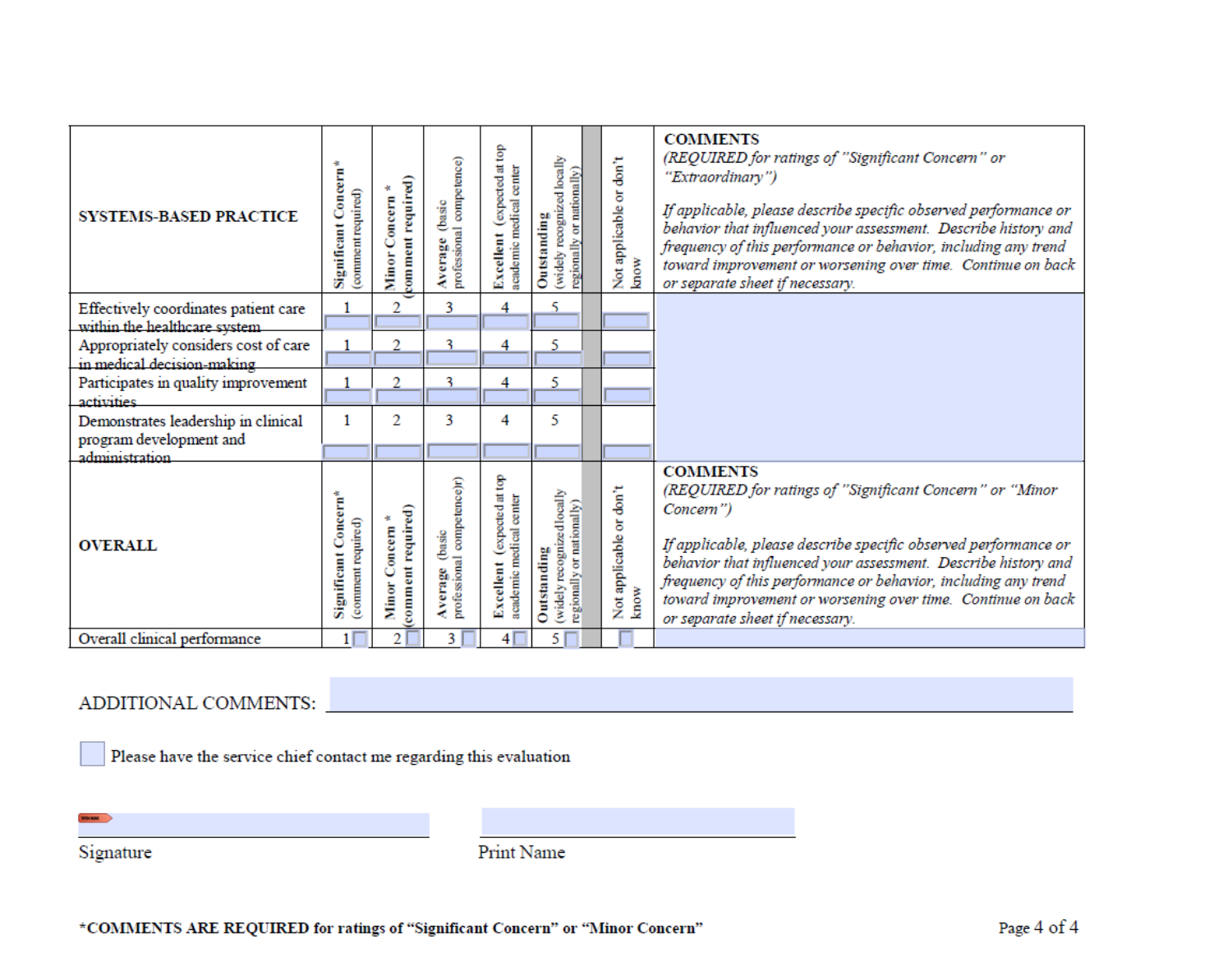| SYSTEMS-BASED PRACTICE | Significant Concern* (comment required) | Minor Concern * (comment required) | Average (basic professional competence) | Excellent (expected at top academic medical center | Outstanding (widely recognized locally regionally or nationally) | Not applicable or don't know | **COMMENTS** *(REQUIRED for ratings of "Significant Concern" or "Extraordinary")* *If applicable, please describe specific observed performance or behavior that influenced your assessment. Describe history and frequency of this performance or behavior, including any trend toward improvement or worsening over time. Continue on back or separate sheet if necessary.* |
|---|---|---|---|---|---|---|---|
| Effectively coordinates patient care within the healthcare system | 1 | 2 | 3 | 4 | 5 | | |
| Appropriately considers cost of care in medical decision-making | 1 | 2 | 3 | 4 | 5 | | |
| Participates in quality improvement activities | 1 | 2 | 3 | 4 | 5 | | |
| Demonstrates leadership in clinical program development and administration | 1 | 2 | 3 | 4 | 5 | | |

| OVERALL | Significant Concern* (comment required) | Minor Concern * (comment required) | Average (basic professional competence)) | Excellent (expected at top academic medical center | Outstanding (widely recognized locally regionally or nationally) | Not applicable or don't know | **COMMENTS** *(REQUIRED for ratings of "Significant Concern" or "Minor Concern")* *If applicable, please describe specific observed performance or behavior that influenced your assessment. Describe history and frequency of this performance or behavior, including any trend toward improvement or worsening over time. Continue on back or separate sheet if necessary.* |
|---|---|---|---|---|---|---|---|
| Overall clinical performance | 1 | 2 | 3 | 4 | 5 | | |

ADDITIONAL COMMENTS: ______________________________

☐ Please have the service chief contact me regarding this evaluation

______________________________ ______________________________
Signature Print Name

***COMMENTS ARE REQUIRED for ratings of "Significant Concern" or "Minor Concern"**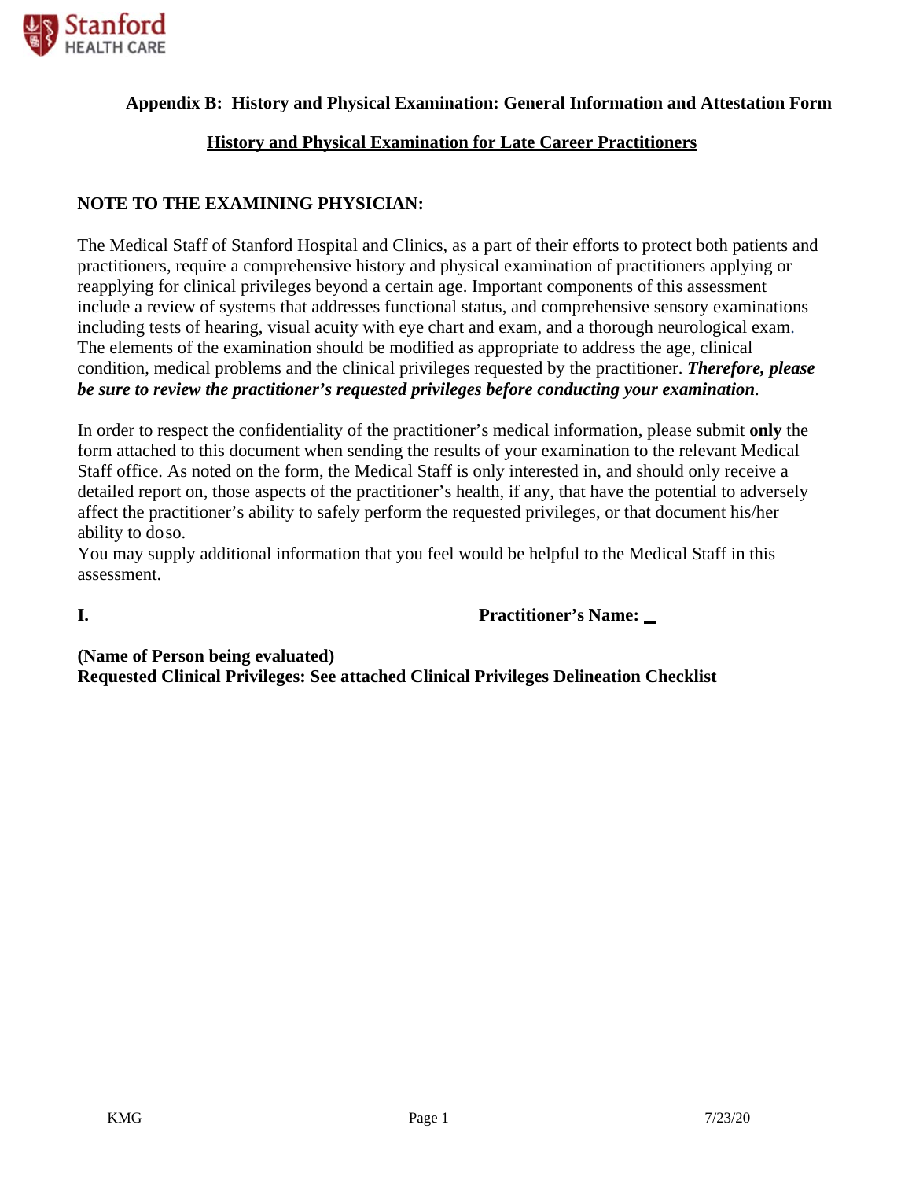**Appendix B: History and Physical Examination: General Information and Attestation Form**

**History and Physical Examination for Late Career Practitioners**

**NOTE TO THE EXAMINING PHYSICIAN:**

The Medical Staff of Stanford Hospital and Clinics, as a part of their efforts to protect both patients and practitioners, require a comprehensive history and physical examination of practitioners applying or reapplying for clinical privileges beyond a certain age. Important components of this assessment include a review of systems that addresses functional status, and comprehensive sensory examinations including tests of hearing, visual acuity with eye chart and exam, and a thorough neurological exam. The elements of the examination should be modified as appropriate to address the age, clinical condition, medical problems and the clinical privileges requested by the practitioner. ***Therefore, please be sure to review the practitioner's requested privileges before conducting your examination***.

In order to respect the confidentiality of the practitioner's medical information, please submit **only** the form attached to this document when sending the results of your examination to the relevant Medical Staff office. As noted on the form, the Medical Staff is only interested in, and should only receive a detailed report on, those aspects of the practitioner's health, if any, that have the potential to adversely affect the practitioner's ability to safely perform the requested privileges, or that document his/her ability to do so.
You may supply additional information that you feel would be helpful to the Medical Staff in this assessment.

**I. Practitioner's Name:** \_

**(Name of Person being evaluated)**
**Requested Clinical Privileges: See attached Clinical Privileges Delineation Checklist**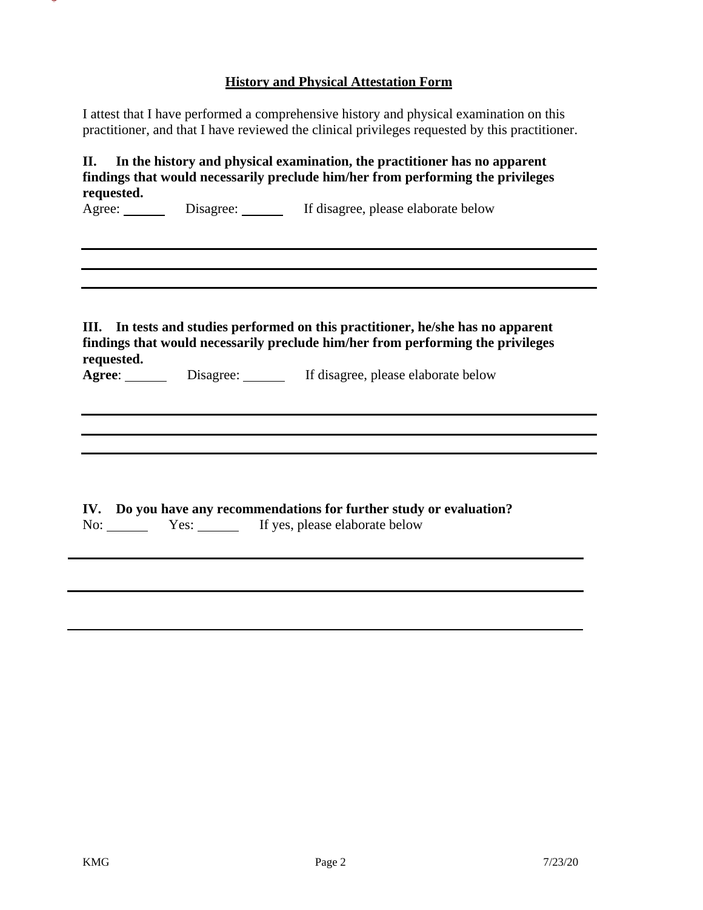## History and Physical Attestation Form

I attest that I have performed a comprehensive history and physical examination on this practitioner, and that I have reviewed the clinical privileges requested by this practitioner.

**II. In the history and physical examination, the practitioner has no apparent findings that would necessarily preclude him/her from performing the privileges requested.**

Agree: ______ Disagree: ______ If disagree, please elaborate below

________________________________________________________________________

________________________________________________________________________

________________________________________________________________________

**III. In tests and studies performed on this practitioner, he/she has no apparent findings that would necessarily preclude him/her from performing the privileges requested.**

**Agree**: ______ Disagree: ______ If disagree, please elaborate below

________________________________________________________________________

________________________________________________________________________

________________________________________________________________________

**IV. Do you have any recommendations for further study or evaluation?**

No: ______ Yes: ______ If yes, please elaborate below

________________________________________________________________________

________________________________________________________________________

________________________________________________________________________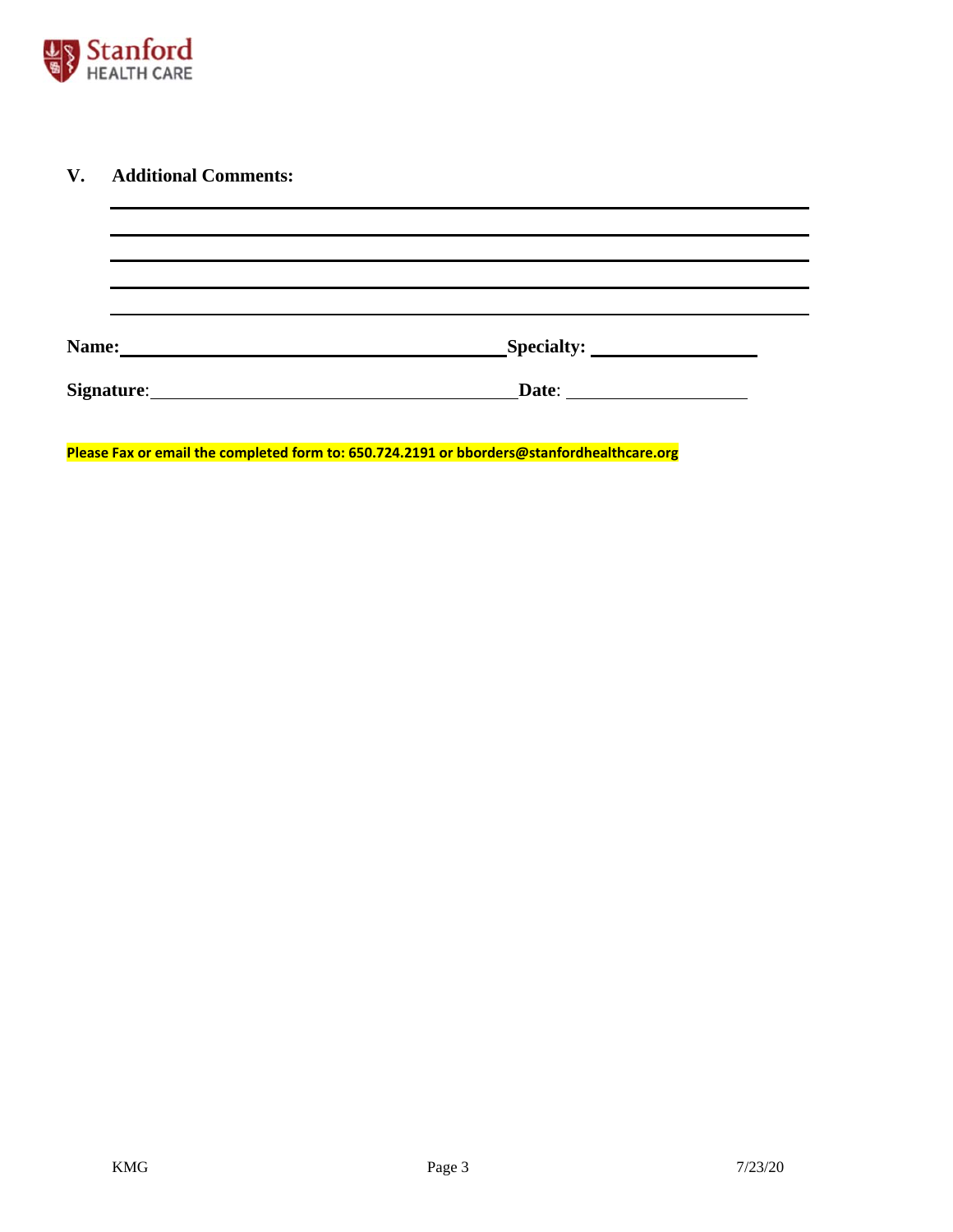## V. Additional Comments:

\_\_\_\_\_\_\_\_\_\_\_\_\_\_\_\_\_\_\_\_\_\_\_\_\_\_\_\_\_\_\_\_\_\_\_\_\_\_\_\_\_\_\_\_\_\_\_\_\_\_\_\_\_\_\_\_\_\_\_\_\_\_\_\_\_\_\_\_\_\_\_\_

\_\_\_\_\_\_\_\_\_\_\_\_\_\_\_\_\_\_\_\_\_\_\_\_\_\_\_\_\_\_\_\_\_\_\_\_\_\_\_\_\_\_\_\_\_\_\_\_\_\_\_\_\_\_\_\_\_\_\_\_\_\_\_\_\_\_\_\_\_\_\_\_

\_\_\_\_\_\_\_\_\_\_\_\_\_\_\_\_\_\_\_\_\_\_\_\_\_\_\_\_\_\_\_\_\_\_\_\_\_\_\_\_\_\_\_\_\_\_\_\_\_\_\_\_\_\_\_\_\_\_\_\_\_\_\_\_\_\_\_\_\_\_\_\_

\_\_\_\_\_\_\_\_\_\_\_\_\_\_\_\_\_\_\_\_\_\_\_\_\_\_\_\_\_\_\_\_\_\_\_\_\_\_\_\_\_\_\_\_\_\_\_\_\_\_\_\_\_\_\_\_\_\_\_\_\_\_\_\_\_\_\_\_\_\_\_\_

\_\_\_\_\_\_\_\_\_\_\_\_\_\_\_\_\_\_\_\_\_\_\_\_\_\_\_\_\_\_\_\_\_\_\_\_\_\_\_\_\_\_\_\_\_\_\_\_\_\_\_\_\_\_\_\_\_\_\_\_\_\_\_\_\_\_\_\_\_\_\_\_

**Name:** \_\_\_\_\_\_\_\_\_\_\_\_\_\_\_\_\_\_\_\_\_\_\_\_\_\_\_\_\_\_\_\_\_\_\_\_\_\_\_\_ **Specialty:** \_\_\_\_\_\_\_\_\_\_\_\_\_\_\_\_\_\_

**Signature**: \_\_\_\_\_\_\_\_\_\_\_\_\_\_\_\_\_\_\_\_\_\_\_\_\_\_\_\_\_\_\_\_\_\_\_\_\_\_\_\_ **Date**: \_\_\_\_\_\_\_\_\_\_\_\_\_\_\_\_\_\_

**Please Fax or email the completed form to: 650.724.2191 or bborders@stanfordhealthcare.org**

KMG | 7/23/20